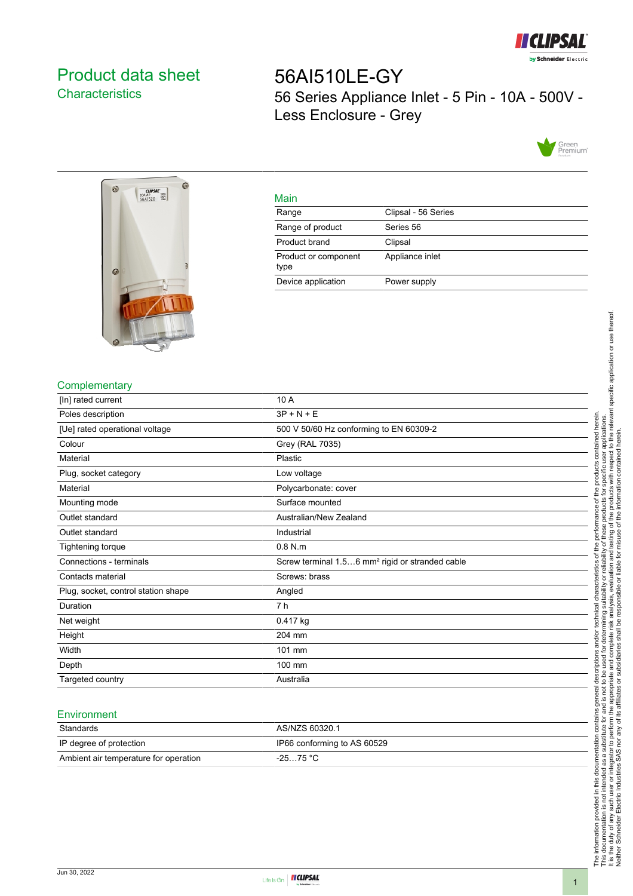# Product data sheet

## Characteristics

# 56AI510LE-GY

56 Series Appliance Inlet - 5 Pin - 10A - 500V - Less Enclosure - Grey

### Main

| | |
|---|---|
| Range | Clipsal - 56 Series |
| Range of product | Series 56 |
| Product brand | Clipsal |
| Product or component type | Appliance inlet |
| Device application | Power supply |

### Complementary

| | |
|---|---|
| [In] rated current | 10 A |
| Poles description | 3P + N + E |
| [Ue] rated operational voltage | 500 V 50/60 Hz conforming to EN 60309-2 |
| Colour | Grey (RAL 7035) |
| Material | Plastic |
| Plug, socket category | Low voltage |
| Material | Polycarbonate: cover |
| Mounting mode | Surface mounted |
| Outlet standard | Australian/New Zealand |
| Outlet standard | Industrial |
| Tightening torque | 0.8 N.m |
| Connections - terminals | Screw terminal 1.5…6 mm² rigid or stranded cable |
| Contacts material | Screws: brass |
| Plug, socket, control station shape | Angled |
| Duration | 7 h |
| Net weight | 0.417 kg |
| Height | 204 mm |
| Width | 101 mm |
| Depth | 100 mm |
| Targeted country | Australia |

### Environment

| | |
|---|---|
| Standards | AS/NZS 60320.1 |
| IP degree of protection | IP66 conforming to AS 60529 |
| Ambient air temperature for operation | -25…75 °C |

The information provided in this documentation contains general descriptions and/or technical characteristics of the performance of the products contained herein.
This documentation is not intended as a substitute for and is not to be used for determining suitability or reliability of these products for specific user applications.
It is the duty of any such user or integrator to perform the appropriate and complete risk analysis, evaluation and testing of the products with respect to the relevant specific application or use thereof.
Neither Schneider Electric Industries SAS nor any of its affiliates or subsidiaries shall be responsible or liable for misuse of the information contained herein.

Jun 30, 2022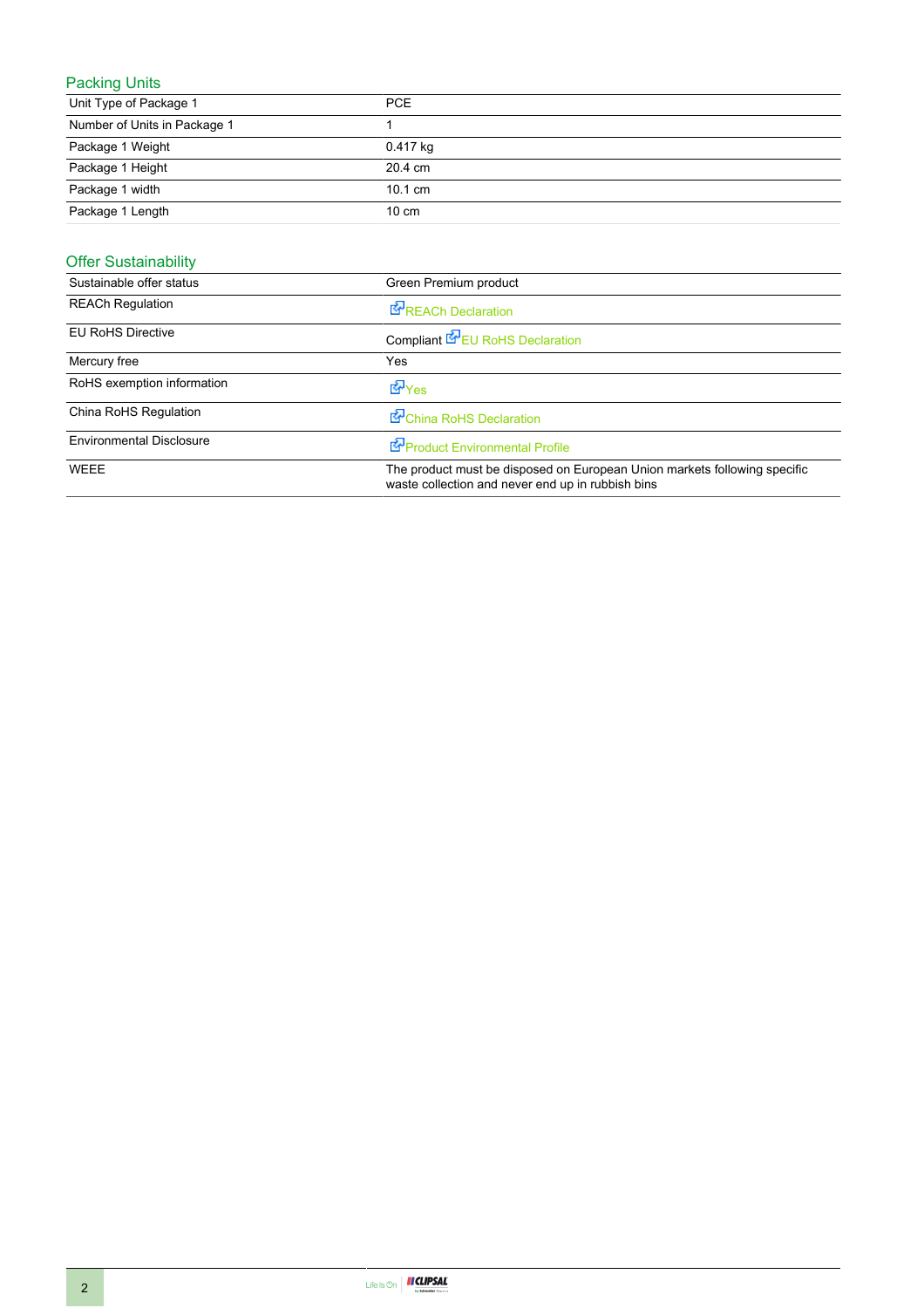## Packing Units

| | |
|---|---|
| Unit Type of Package 1 | PCE |
| Number of Units in Package 1 | 1 |
| Package 1 Weight | 0.417 kg |
| Package 1 Height | 20.4 cm |
| Package 1 width | 10.1 cm |
| Package 1 Length | 10 cm |

## Offer Sustainability

| | |
|---|---|
| Sustainable offer status | Green Premium product |
| REACh Regulation | REACh Declaration |
| EU RoHS Directive | Compliant EU RoHS Declaration |
| Mercury free | Yes |
| RoHS exemption information | Yes |
| China RoHS Regulation | China RoHS Declaration |
| Environmental Disclosure | Product Environmental Profile |
| WEEE | The product must be disposed on European Union markets following specific waste collection and never end up in rubbish bins |